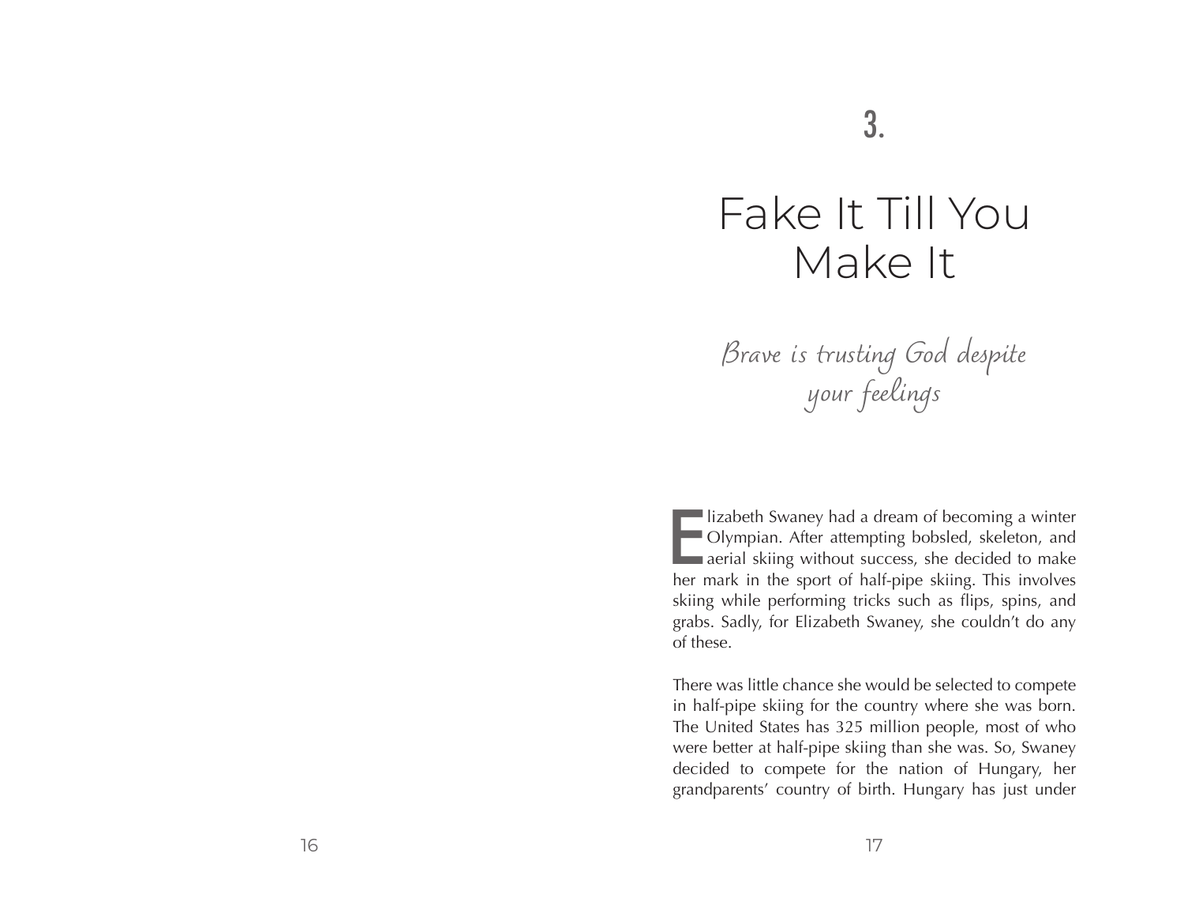# 3.

# Fake It Till You Make It

*Brave is trusting God despite your feelings*

Elizabeth Swaney had a dream of becoming a winter Olympian. After attempting bobsled, skeleton, and aerial skiing without success, she decided to make her mark in the sport of half-pipe skiing. This involves skiing while performing tricks such as flips, spins, and grabs. Sadly, for Elizabeth Swaney, she couldn't do any of these.

There was little chance she would be selected to compete in half-pipe skiing for the country where she was born. The United States has 325 million people, most of who were better at half-pipe skiing than she was. So, Swaney decided to compete for the nation of Hungary, her grandparents' country of birth. Hungary has just under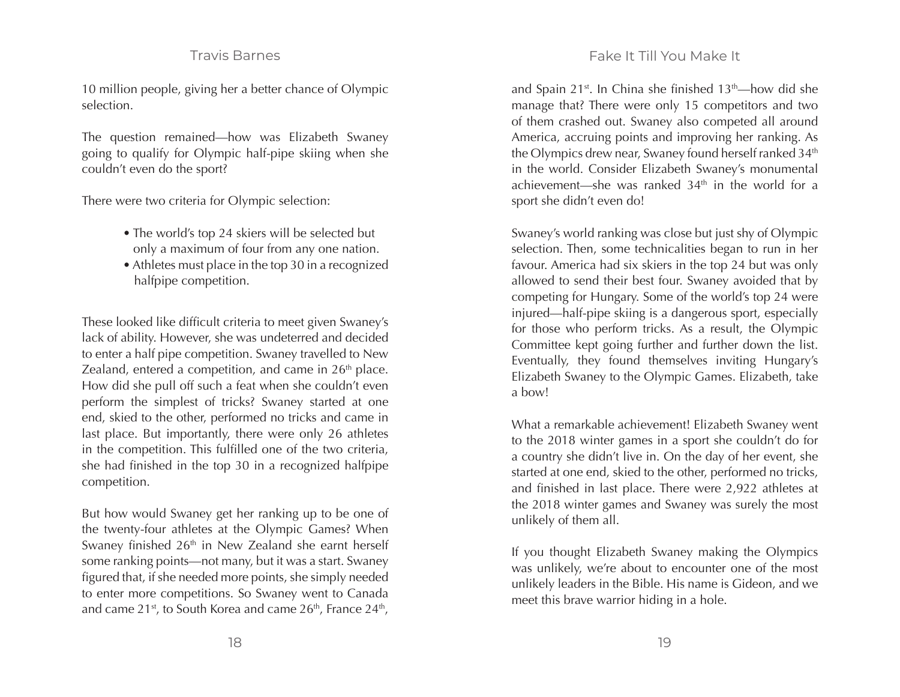10 million people, giving her a better chance of Olympic selection.

The question remained—how was Elizabeth Swaney going to qualify for Olympic half-pipe skiing when she couldn't even do the sport?

There were two criteria for Olympic selection:

- The world's top 24 skiers will be selected but only a maximum of four from any one nation.
- Athletes must place in the top 30 in a recognized halfpipe competition.

These looked like difficult criteria to meet given Swaney's lack of ability. However, she was undeterred and decided to enter a half pipe competition. Swaney travelled to New Zealand, entered a competition, and came in 26th place. How did she pull off such a feat when she couldn't even perform the simplest of tricks? Swaney started at one end, skied to the other, performed no tricks and came in last place. But importantly, there were only 26 athletes in the competition. This fulfilled one of the two criteria, she had finished in the top 30 in a recognized halfpipe competition.

But how would Swaney get her ranking up to be one of the twenty-four athletes at the Olympic Games? When Swaney finished 26th in New Zealand she earnt herself some ranking points—not many, but it was a start. Swaney figured that, if she needed more points, she simply needed to enter more competitions. So Swaney went to Canada and came 21st, to South Korea and came 26th, France 24th, and Spain 21st. In China she finished 13th—how did she manage that? There were only 15 competitors and two of them crashed out. Swaney also competed all around America, accruing points and improving her ranking. As the Olympics drew near, Swaney found herself ranked 34th in the world. Consider Elizabeth Swaney's monumental achievement—she was ranked 34th in the world for a sport she didn't even do!

Swaney's world ranking was close but just shy of Olympic selection. Then, some technicalities began to run in her favour. America had six skiers in the top 24 but was only allowed to send their best four. Swaney avoided that by competing for Hungary. Some of the world's top 24 were injured—half-pipe skiing is a dangerous sport, especially for those who perform tricks. As a result, the Olympic Committee kept going further and further down the list. Eventually, they found themselves inviting Hungary's Elizabeth Swaney to the Olympic Games. Elizabeth, take a bow!

What a remarkable achievement! Elizabeth Swaney went to the 2018 winter games in a sport she couldn't do for a country she didn't live in. On the day of her event, she started at one end, skied to the other, performed no tricks, and finished in last place. There were 2,922 athletes at the 2018 winter games and Swaney was surely the most unlikely of them all.

If you thought Elizabeth Swaney making the Olympics was unlikely, we're about to encounter one of the most unlikely leaders in the Bible. His name is Gideon, and we meet this brave warrior hiding in a hole.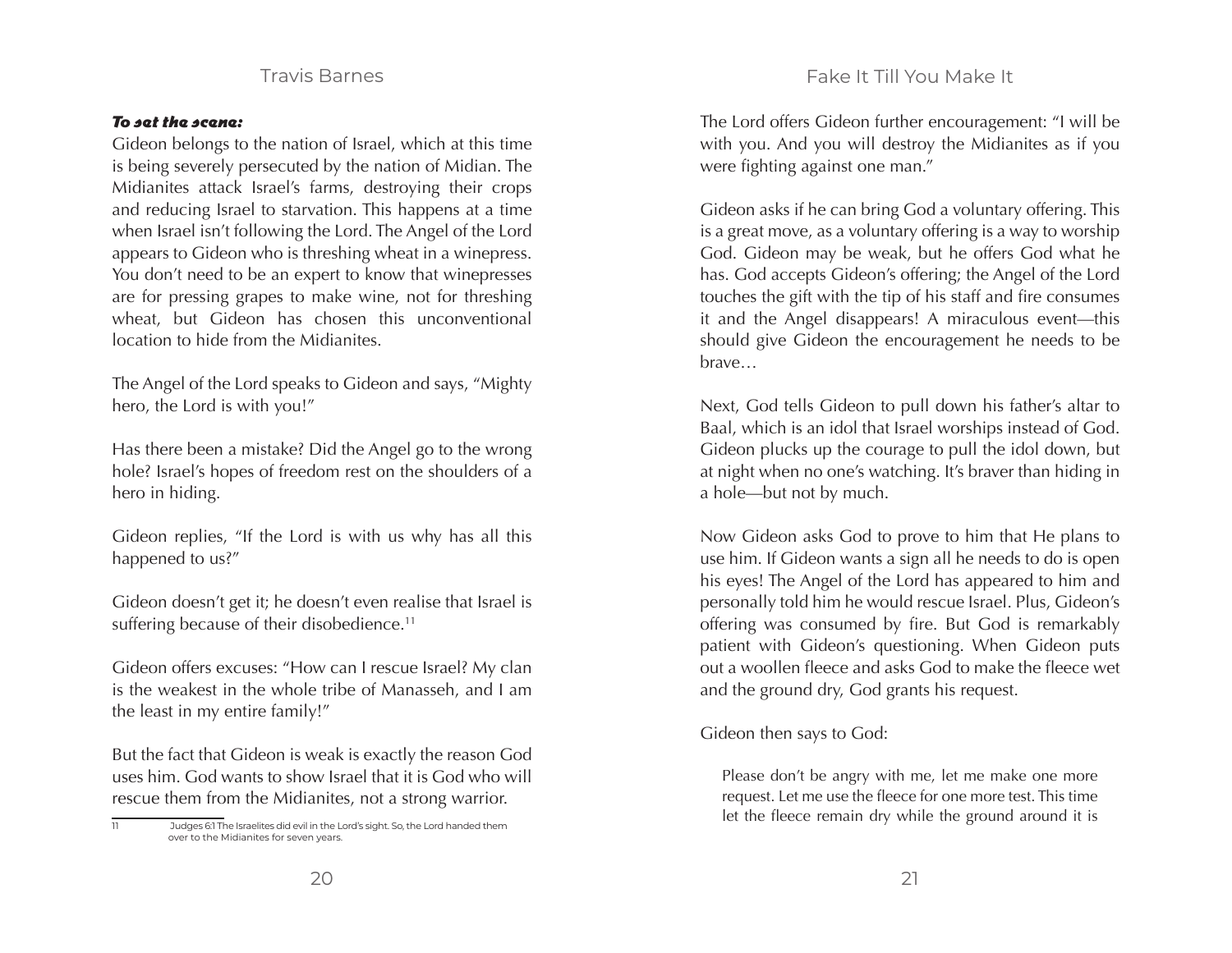***To set the scene:***

Gideon belongs to the nation of Israel, which at this time is being severely persecuted by the nation of Midian. The Midianites attack Israel's farms, destroying their crops and reducing Israel to starvation. This happens at a time when Israel isn't following the Lord. The Angel of the Lord appears to Gideon who is threshing wheat in a winepress. You don't need to be an expert to know that winepresses are for pressing grapes to make wine, not for threshing wheat, but Gideon has chosen this unconventional location to hide from the Midianites.

The Angel of the Lord speaks to Gideon and says, "Mighty hero, the Lord is with you!"

Has there been a mistake? Did the Angel go to the wrong hole? Israel's hopes of freedom rest on the shoulders of a hero in hiding.

Gideon replies, "If the Lord is with us why has all this happened to us?"

Gideon doesn't get it; he doesn't even realise that Israel is suffering because of their disobedience.[11]

Gideon offers excuses: "How can I rescue Israel? My clan is the weakest in the whole tribe of Manasseh, and I am the least in my entire family!"

But the fact that Gideon is weak is exactly the reason God uses him. God wants to show Israel that it is God who will rescue them from the Midianites, not a strong warrior.

[11] Judges 6:1 The Israelites did evil in the Lord's sight. So, the Lord handed them over to the Midianites for seven years.

The Lord offers Gideon further encouragement: "I will be with you. And you will destroy the Midianites as if you were fighting against one man."

Gideon asks if he can bring God a voluntary offering. This is a great move, as a voluntary offering is a way to worship God. Gideon may be weak, but he offers God what he has. God accepts Gideon's offering; the Angel of the Lord touches the gift with the tip of his staff and fire consumes it and the Angel disappears! A miraculous event—this should give Gideon the encouragement he needs to be brave…

Next, God tells Gideon to pull down his father's altar to Baal, which is an idol that Israel worships instead of God. Gideon plucks up the courage to pull the idol down, but at night when no one's watching. It's braver than hiding in a hole—but not by much.

Now Gideon asks God to prove to him that He plans to use him. If Gideon wants a sign all he needs to do is open his eyes! The Angel of the Lord has appeared to him and personally told him he would rescue Israel. Plus, Gideon's offering was consumed by fire. But God is remarkably patient with Gideon's questioning. When Gideon puts out a woollen fleece and asks God to make the fleece wet and the ground dry, God grants his request.

Gideon then says to God:

> Please don't be angry with me, let me make one more request. Let me use the fleece for one more test. This time let the fleece remain dry while the ground around it is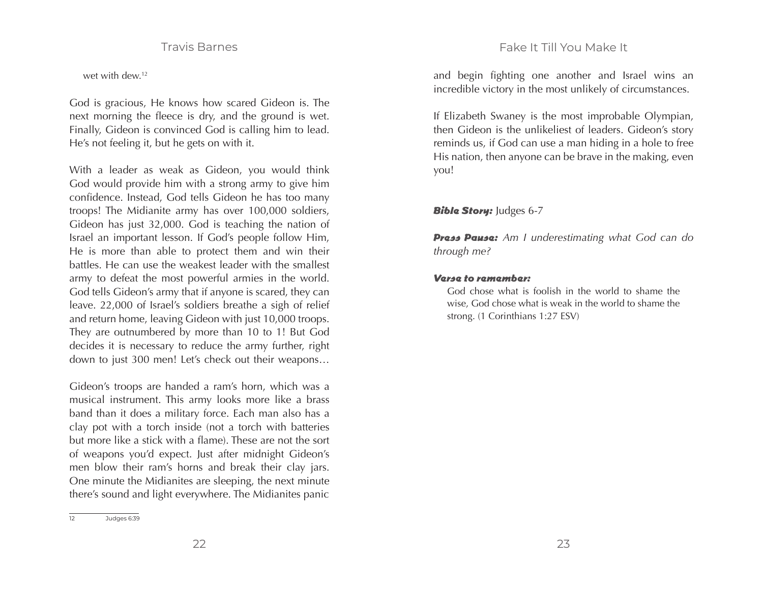wet with dew.[12]

God is gracious, He knows how scared Gideon is. The next morning the fleece is dry, and the ground is wet. Finally, Gideon is convinced God is calling him to lead. He's not feeling it, but he gets on with it.

With a leader as weak as Gideon, you would think God would provide him with a strong army to give him confidence. Instead, God tells Gideon he has too many troops! The Midianite army has over 100,000 soldiers, Gideon has just 32,000. God is teaching the nation of Israel an important lesson. If God's people follow Him, He is more than able to protect them and win their battles. He can use the weakest leader with the smallest army to defeat the most powerful armies in the world. God tells Gideon's army that if anyone is scared, they can leave. 22,000 of Israel's soldiers breathe a sigh of relief and return home, leaving Gideon with just 10,000 troops. They are outnumbered by more than 10 to 1! But God decides it is necessary to reduce the army further, right down to just 300 men! Let's check out their weapons…

Gideon's troops are handed a ram's horn, which was a musical instrument. This army looks more like a brass band than it does a military force. Each man also has a clay pot with a torch inside (not a torch with batteries but more like a stick with a flame). These are not the sort of weapons you'd expect. Just after midnight Gideon's men blow their ram's horns and break their clay jars. One minute the Midianites are sleeping, the next minute there's sound and light everywhere. The Midianites panic and begin fighting one another and Israel wins an incredible victory in the most unlikely of circumstances.

If Elizabeth Swaney is the most improbable Olympian, then Gideon is the unlikeliest of leaders. Gideon's story reminds us, if God can use a man hiding in a hole to free His nation, then anyone can be brave in the making, even you!

***Bible Story:*** Judges 6-7

***Press Pause:*** *Am I underestimating what God can do through me?*

***Verse to remember:***

> God chose what is foolish in the world to shame the wise, God chose what is weak in the world to shame the strong. (1 Corinthians 1:27 ESV)

---

[12] Judges 6:39